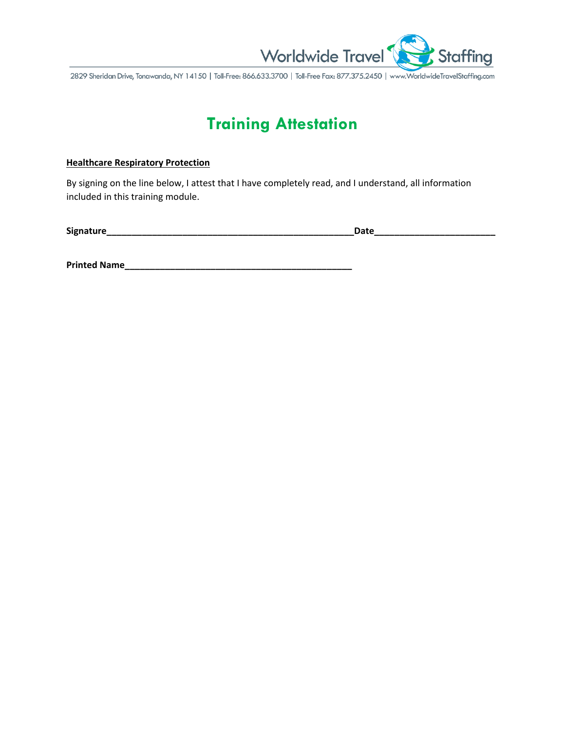Worldwide Travel Staffing

2829 Sheridan Drive, Tonawanda, NY 14150 | Toll-Free: 866.633.3700 | Toll-Free Fax: 877.375.2450 | www.WorldwideTravelStaffing.com

# Training Attestation

**Healthcare Respiratory Protection**

By signing on the line below, I attest that I have completely read, and I understand, all information included in this training module.

**Signature**\_\_\_\_\_\_\_\_\_\_\_\_\_\_\_\_\_\_\_\_\_\_\_\_\_\_\_\_\_\_\_\_\_\_\_\_\_\_\_\_\_\_\_\_\_\_\_\_\_\_**Date**\_\_\_\_\_\_\_\_\_\_\_\_\_\_\_\_\_\_\_\_\_\_\_\_\_

**Printed Name**\_\_\_\_\_\_\_\_\_\_\_\_\_\_\_\_\_\_\_\_\_\_\_\_\_\_\_\_\_\_\_\_\_\_\_\_\_\_\_\_\_\_\_\_\_\_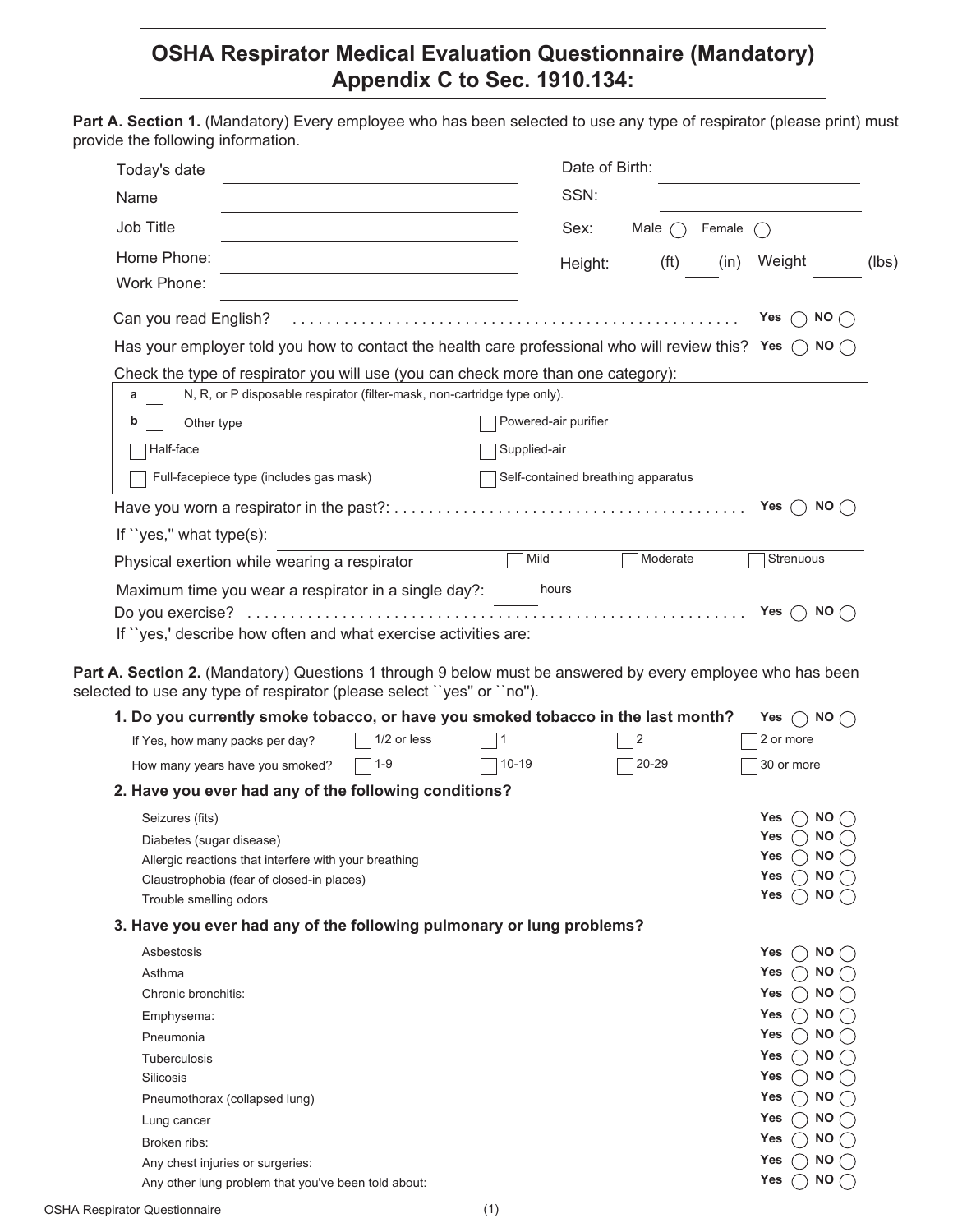# OSHA Respirator Medical Evaluation Questionnaire (Mandatory) Appendix C to Sec. 1910.134:

**Part A. Section 1.** (Mandatory) Every employee who has been selected to use any type of respirator (please print) must provide the following information.

| | | | |
|---|---|---|---|
| Today's date | ________ | Date of Birth: | ________ |
| Name | ________ | SSN: | ________ |
| Job Title | ________ | Sex: | Male ◯ Female ◯ |
| Home Phone: | ________ | Height: | ___ (ft) ___ (in) Weight ___ (lbs) |
| Work Phone: | ________ | | |

Can you read English? .................................................... Yes ◯ NO ◯

Has your employer told you how to contact the health care professional who will review this? Yes ◯ NO ◯

Check the type of respirator you will use (you can check more than one category):

| | |
|---|---|
| **a** ___ N, R, or P disposable respirator (filter-mask, non-cartridge type only). | |
| **b** ___ Other type | ☐ Powered-air purifier |
| ☐ Half-face | ☐ Supplied-air |
| ☐ Full-facepiece type (includes gas mask) | ☐ Self-contained breathing apparatus |

Have you worn a respirator in the past?: ........................................ Yes ◯ NO ◯

If ``yes,'' what type(s): ________

Physical exertion while wearing a respirator ☐ Mild ☐ Moderate ☐ Strenuous

Maximum time you wear a respirator in a single day?: ______ hours

Do you exercise? ........................................................ Yes ◯ NO ◯

If ``yes,' describe how often and what exercise activities are: ________

**Part A. Section 2.** (Mandatory) Questions 1 through 9 below must be answered by every employee who has been selected to use any type of respirator (please select ``yes'' or ``no'').

**1. Do you currently smoke tobacco, or have you smoked tobacco in the last month?** Yes ◯ NO ◯

| | | | | |
|---|---|---|---|---|
| If Yes, how many packs per day? | ☐ 1/2 or less | ☐ 1 | ☐ 2 | ☐ 2 or more |
| How many years have you smoked? | ☐ 1-9 | ☐ 10-19 | ☐ 20-29 | ☐ 30 or more |

**2. Have you ever had any of the following conditions?**

| | |
|---|---|
| Seizures (fits) | Yes ◯ NO ◯ |
| Diabetes (sugar disease) | Yes ◯ NO ◯ |
| Allergic reactions that interfere with your breathing | Yes ◯ NO ◯ |
| Claustrophobia (fear of closed-in places) | Yes ◯ NO ◯ |
| Trouble smelling odors | Yes ◯ NO ◯ |

**3. Have you ever had any of the following pulmonary or lung problems?**

| | |
|---|---|
| Asbestosis | Yes ◯ NO ◯ |
| Asthma | Yes ◯ NO ◯ |
| Chronic bronchitis: | Yes ◯ NO ◯ |
| Emphysema: | Yes ◯ NO ◯ |
| Pneumonia | Yes ◯ NO ◯ |
| Tuberculosis | Yes ◯ NO ◯ |
| Silicosis | Yes ◯ NO ◯ |
| Pneumothorax (collapsed lung) | Yes ◯ NO ◯ |
| Lung cancer | Yes ◯ NO ◯ |
| Broken ribs: | Yes ◯ NO ◯ |
| Any chest injuries or surgeries: | Yes ◯ NO ◯ |
| Any other lung problem that you've been told about: | Yes ◯ NO ◯ |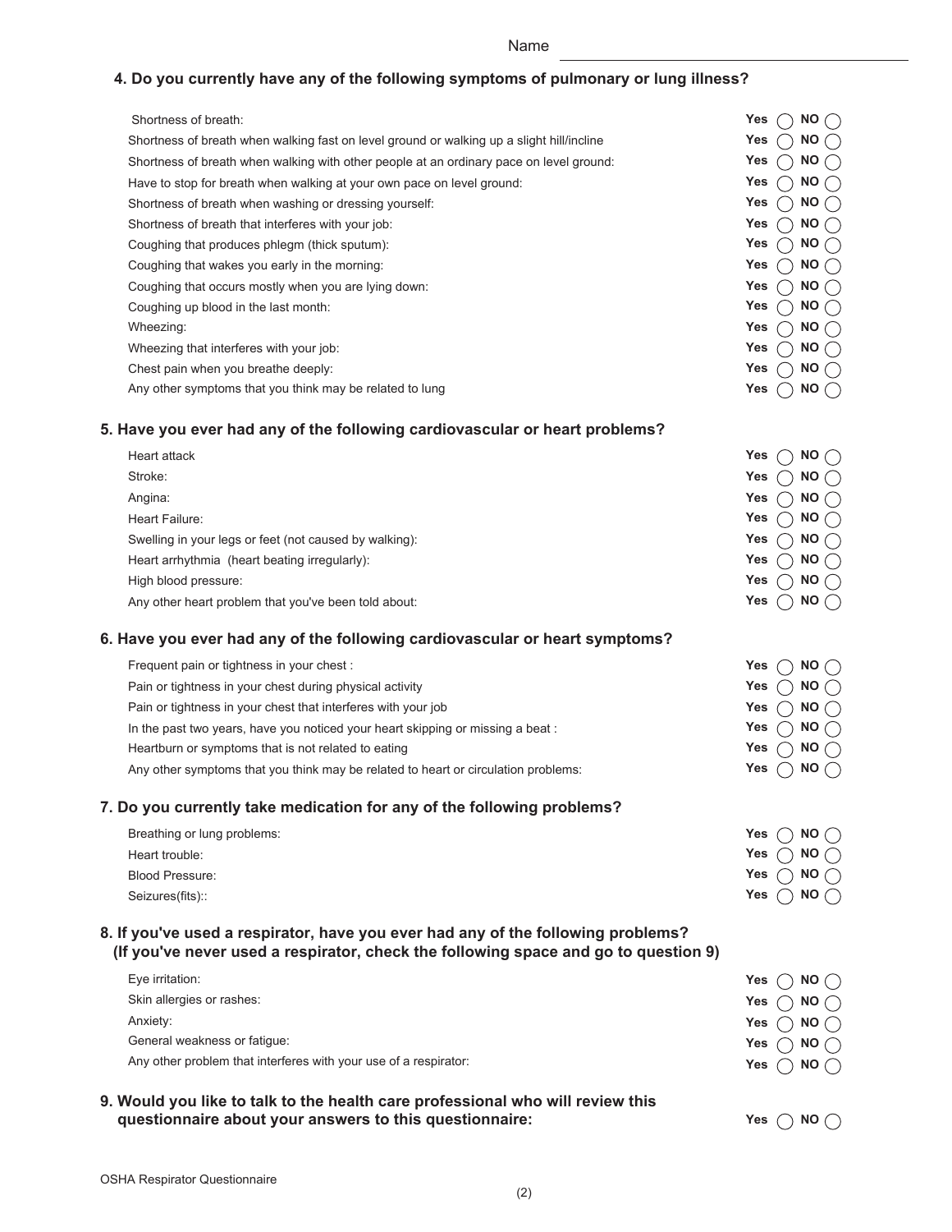Name ______________________________

## 4. Do you currently have any of the following symptoms of pulmonary or lung illness?

| | |
|---|---|
| Shortness of breath: | Yes ◯ NO ◯ |
| Shortness of breath when walking fast on level ground or walking up a slight hill/incline | Yes ◯ NO ◯ |
| Shortness of breath when walking with other people at an ordinary pace on level ground: | Yes ◯ NO ◯ |
| Have to stop for breath when walking at your own pace on level ground: | Yes ◯ NO ◯ |
| Shortness of breath when washing or dressing yourself: | Yes ◯ NO ◯ |
| Shortness of breath that interferes with your job: | Yes ◯ NO ◯ |
| Coughing that produces phlegm (thick sputum): | Yes ◯ NO ◯ |
| Coughing that wakes you early in the morning: | Yes ◯ NO ◯ |
| Coughing that occurs mostly when you are lying down: | Yes ◯ NO ◯ |
| Coughing up blood in the last month: | Yes ◯ NO ◯ |
| Wheezing: | Yes ◯ NO ◯ |
| Wheezing that interferes with your job: | Yes ◯ NO ◯ |
| Chest pain when you breathe deeply: | Yes ◯ NO ◯ |
| Any other symptoms that you think may be related to lung | Yes ◯ NO ◯ |

## 5. Have you ever had any of the following cardiovascular or heart problems?

| | |
|---|---|
| Heart attack | Yes ◯ NO ◯ |
| Stroke: | Yes ◯ NO ◯ |
| Angina: | Yes ◯ NO ◯ |
| Heart Failure: | Yes ◯ NO ◯ |
| Swelling in your legs or feet (not caused by walking): | Yes ◯ NO ◯ |
| Heart arrhythmia (heart beating irregularly): | Yes ◯ NO ◯ |
| High blood pressure: | Yes ◯ NO ◯ |
| Any other heart problem that you've been told about: | Yes ◯ NO ◯ |

## 6. Have you ever had any of the following cardiovascular or heart symptoms?

| | |
|---|---|
| Frequent pain or tightness in your chest : | Yes ◯ NO ◯ |
| Pain or tightness in your chest during physical activity | Yes ◯ NO ◯ |
| Pain or tightness in your chest that interferes with your job | Yes ◯ NO ◯ |
| In the past two years, have you noticed your heart skipping or missing a beat : | Yes ◯ NO ◯ |
| Heartburn or symptoms that is not related to eating | Yes ◯ NO ◯ |
| Any other symptoms that you think may be related to heart or circulation problems: | Yes ◯ NO ◯ |

## 7. Do you currently take medication for any of the following problems?

| | |
|---|---|
| Breathing or lung problems: | Yes ◯ NO ◯ |
| Heart trouble: | Yes ◯ NO ◯ |
| Blood Pressure: | Yes ◯ NO ◯ |
| Seizures(fits):: | Yes ◯ NO ◯ |

## 8. If you've used a respirator, have you ever had any of the following problems? (If you've never used a respirator, check the following space and go to question 9)

| | |
|---|---|
| Eye irritation: | Yes ◯ NO ◯ |
| Skin allergies or rashes: | Yes ◯ NO ◯ |
| Anxiety: | Yes ◯ NO ◯ |
| General weakness or fatigue: | Yes ◯ NO ◯ |
| Any other problem that interferes with your use of a respirator: | Yes ◯ NO ◯ |

## 9. Would you like to talk to the health care professional who will review this questionnaire about your answers to this questionnaire:

Yes ◯ NO ◯

OSHA Respirator Questionnaire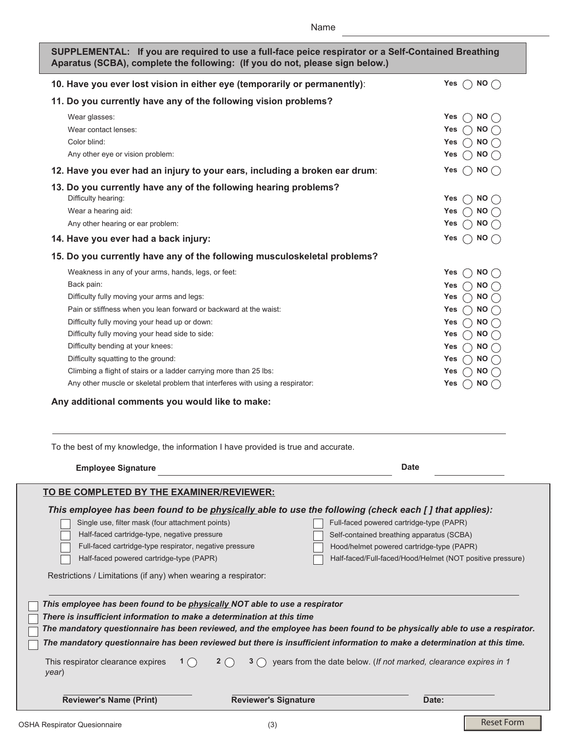Name ______________________

**SUPPLEMENTAL: If you are required to use a full-face peice respirator or a Self-Contained Breathing Aparatus (SCBA), complete the following: (If you do not, please sign below.)**

**10. Have you ever lost vision in either eye (temporarily or permanently):** Yes ◯ NO ◯

**11. Do you currently have any of the following vision problems?**

| | |
|---|---|
| Wear glasses: | Yes ◯ NO ◯ |
| Wear contact lenses: | Yes ◯ NO ◯ |
| Color blind: | Yes ◯ NO ◯ |
| Any other eye or vision problem: | Yes ◯ NO ◯ |

**12. Have you ever had an injury to your ears, including a broken ear drum:** Yes ◯ NO ◯

**13. Do you currently have any of the following hearing problems?**

| | |
|---|---|
| Difficulty hearing: | Yes ◯ NO ◯ |
| Wear a hearing aid: | Yes ◯ NO ◯ |
| Any other hearing or ear problem: | Yes ◯ NO ◯ |

**14. Have you ever had a back injury:** Yes ◯ NO ◯

**15. Do you currently have any of the following musculoskeletal problems?**

| | |
|---|---|
| Weakness in any of your arms, hands, legs, or feet: | Yes ◯ NO ◯ |
| Back pain: | Yes ◯ NO ◯ |
| Difficulty fully moving your arms and legs: | Yes ◯ NO ◯ |
| Pain or stiffness when you lean forward or backward at the waist: | Yes ◯ NO ◯ |
| Difficulty fully moving your head up or down: | Yes ◯ NO ◯ |
| Difficulty fully moving your head side to side: | Yes ◯ NO ◯ |
| Difficulty bending at your knees: | Yes ◯ NO ◯ |
| Difficulty squatting to the ground: | Yes ◯ NO ◯ |
| Climbing a flight of stairs or a ladder carrying more than 25 lbs: | Yes ◯ NO ◯ |
| Any other muscle or skeletal problem that interferes with using a respirator: | Yes ◯ NO ◯ |

**Any additional comments you would like to make:**

______________________________________________

To the best of my knowledge, the information I have provided is true and accurate.

**Employee Signature** ______________________ **Date** __________

## TO BE COMPLETED BY THE EXAMINER/REVIEWER:

***This employee has been found to be physically able to use the following (check each [ ] that applies):***

- [ ] Single use, filter mask (four attachment points)
- [ ] Half-faced cartridge-type, negative pressure
- [ ] Full-faced cartridge-type respirator, negative pressure
- [ ] Half-faced powered cartridge-type (PAPR)
- [ ] Full-faced powered cartridge-type (PAPR)
- [ ] Self-contained breathing apparatus (SCBA)
- [ ] Hood/helmet powered cartridge-type (PAPR)
- [ ] Half-faced/Full-faced/Hood/Helmet (NOT positive pressure)

Restrictions / Limitations (if any) when wearing a respirator:

______________________________________________

- [ ] ***This employee has been found to be physically NOT able to use a respirator***
- [ ] ***There is insufficient information to make a determination at this time***
- [ ] ***The mandatory questionnaire has been reviewed, and the employee has been found to be physically able to use a respirator.***
- [ ] ***The mandatory questionnaire has been reviewed but there is insufficient information to make a determination at this time.***

This respirator clearance expires 1 ◯ 2 ◯ 3 ◯ years from the date below. (*If not marked, clearance expires in 1 year*)

**Reviewer's Name (Print)** ______________ **Reviewer's Signature** ______________ **Date:** __________

OSHA Respirator Quesionnaire

Reset Form